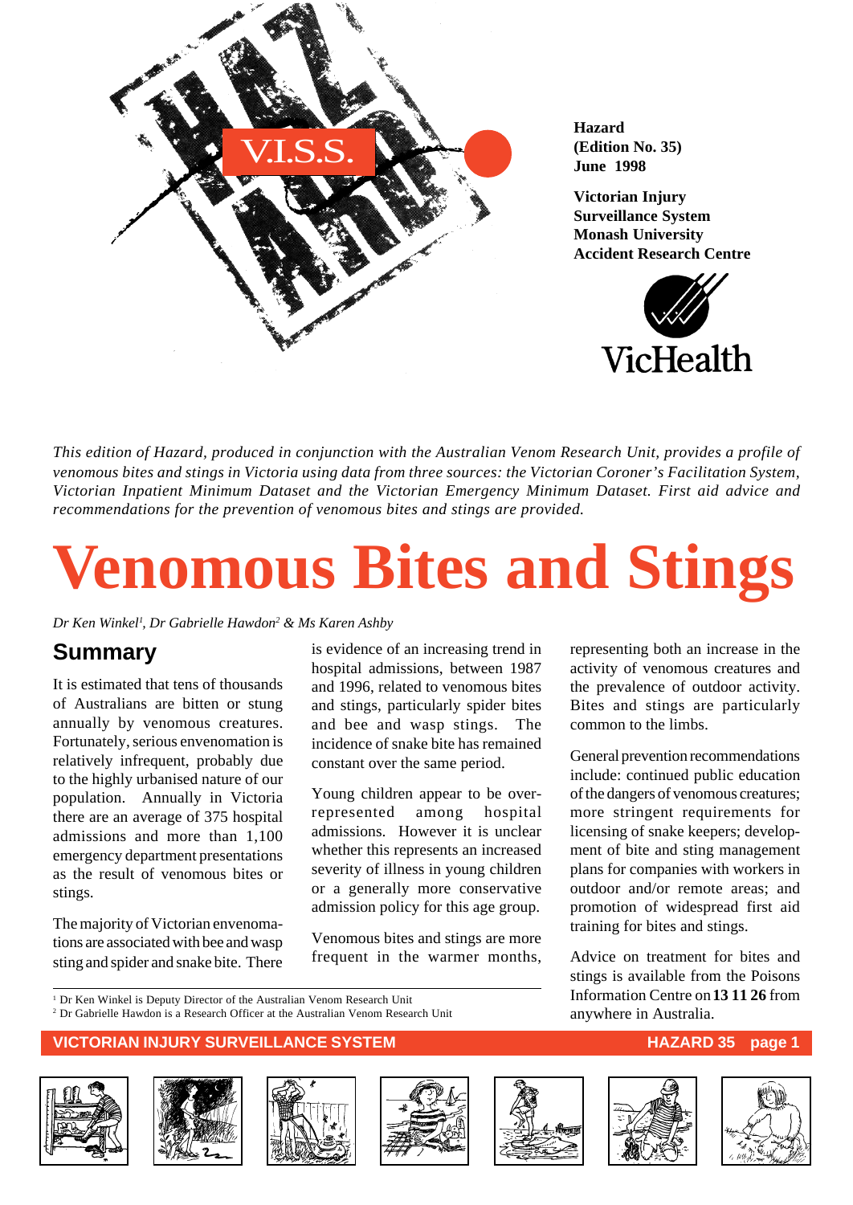**Hazard**
**(Edition No. 35)**
**June 1998**

**Victorian Injury Surveillance System**
**Monash University**
**Accident Research Centre**

VicHealth

*This edition of Hazard, produced in conjunction with the Australian Venom Research Unit, provides a profile of venomous bites and stings in Victoria using data from three sources: the Victorian Coroner's Facilitation System, Victorian Inpatient Minimum Dataset and the Victorian Emergency Minimum Dataset. First aid advice and recommendations for the prevention of venomous bites and stings are provided.*

# Venomous Bites and Stings

*Dr Ken Winkel[1], Dr Gabrielle Hawdon[2] & Ms Karen Ashby*

## Summary

It is estimated that tens of thousands of Australians are bitten or stung annually by venomous creatures. Fortunately, serious envenomation is relatively infrequent, probably due to the highly urbanised nature of our population. Annually in Victoria there are an average of 375 hospital admissions and more than 1,100 emergency department presentations as the result of venomous bites or stings.

The majority of Victorian envenomations are associated with bee and wasp sting and spider and snake bite. There is evidence of an increasing trend in hospital admissions, between 1987 and 1996, related to venomous bites and stings, particularly spider bites and bee and wasp stings. The incidence of snake bite has remained constant over the same period.

Young children appear to be over-represented among hospital admissions. However it is unclear whether this represents an increased severity of illness in young children or a generally more conservative admission policy for this age group.

Venomous bites and stings are more frequent in the warmer months, representing both an increase in the activity of venomous creatures and the prevalence of outdoor activity. Bites and stings are particularly common to the limbs.

General prevention recommendations include: continued public education of the dangers of venomous creatures; more stringent requirements for licensing of snake keepers; development of bite and sting management plans for companies with workers in outdoor and/or remote areas; and promotion of widespread first aid training for bites and stings.

Advice on treatment for bites and stings is available from the Poisons Information Centre on **13 11 26** from anywhere in Australia.

[1] Dr Ken Winkel is Deputy Director of the Australian Venom Research Unit
[2] Dr Gabrielle Hawdon is a Research Officer at the Australian Venom Research Unit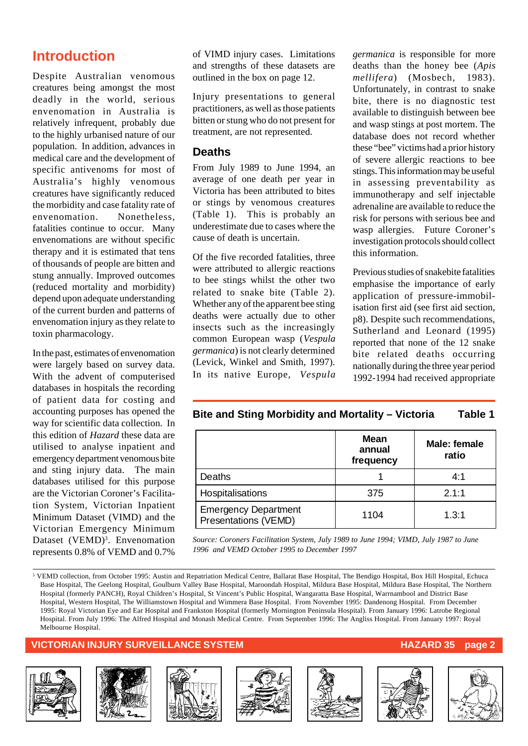## Introduction

Despite Australian venomous creatures being amongst the most deadly in the world, serious envenomation in Australia is relatively infrequent, probably due to the highly urbanised nature of our population. In addition, advances in medical care and the development of specific antivenoms for most of Australia's highly venomous creatures have significantly reduced the morbidity and case fatality rate of envenomation. Nonetheless, fatalities continue to occur. Many envenomations are without specific therapy and it is estimated that tens of thousands of people are bitten and stung annually. Improved outcomes (reduced mortality and morbidity) depend upon adequate understanding of the current burden and patterns of envenomation injury as they relate to toxin pharmacology.

In the past, estimates of envenomation were largely based on survey data. With the advent of computerised databases in hospitals the recording of patient data for costing and accounting purposes has opened the way for scientific data collection. In this edition of *Hazard* these data are utilised to analyse inpatient and emergency department venomous bite and sting injury data. The main databases utilised for this purpose are the Victorian Coroner's Facilitation System, Victorian Inpatient Minimum Dataset (VIMD) and the Victorian Emergency Minimum Dataset (VEMD)[3]. Envenomation represents 0.8% of VEMD and 0.7% of VIMD injury cases. Limitations and strengths of these datasets are outlined in the box on page 12.

Injury presentations to general practitioners, as well as those patients bitten or stung who do not present for treatment, are not represented.

### Deaths

From July 1989 to June 1994, an average of one death per year in Victoria has been attributed to bites or stings by venomous creatures (Table 1). This is probably an underestimate due to cases where the cause of death is uncertain.

Of the five recorded fatalities, three were attributed to allergic reactions to bee stings whilst the other two related to snake bite (Table 2). Whether any of the apparent bee sting deaths were actually due to other insects such as the increasingly common European wasp (*Vespula germanica*) is not clearly determined (Levick, Winkel and Smith, 1997). In its native Europe, *Vespula germanica* is responsible for more deaths than the honey bee (*Apis mellifera*) (Mosbech, 1983). Unfortunately, in contrast to snake bite, there is no diagnostic test available to distinguish between bee and wasp stings at post mortem. The database does not record whether these "bee" victims had a prior history of severe allergic reactions to bee stings. This information may be useful in assessing preventability as immunotherapy and self injectable adrenaline are available to reduce the risk for persons with serious bee and wasp allergies. Future Coroner's investigation protocols should collect this information.

Previous studies of snakebite fatalities emphasise the importance of early application of pressure-immobilisation first aid (see first aid section, p8). Despite such recommendations, Sutherland and Leonard (1995) reported that none of the 12 snake bite related deaths occurring nationally during the three year period 1992-1994 had received appropriate

**Bite and Sting Morbidity and Mortality – Victoria — Table 1**

| | Mean annual frequency | Male: female ratio |
|---|---|---|
| Deaths | 1 | 4:1 |
| Hospitalisations | 375 | 2.1:1 |
| Emergency Department Presentations (VEMD) | 1104 | 1.3:1 |

*Source: Coroners Facilitation System, July 1989 to June 1994; VIMD, July 1987 to June 1996 and VEMD October 1995 to December 1997*

[3] VEMD collection, from October 1995: Austin and Repatriation Medical Centre, Ballarat Base Hospital, The Bendigo Hospital, Box Hill Hospital, Echuca Base Hospital, The Geelong Hospital, Goulburn Valley Base Hospital, Maroondah Hospital, Mildura Base Hospital, Mildura Base Hospital, The Northern Hospital (formerly PANCH), Royal Children's Hospital, St Vincent's Public Hospital, Wangaratta Base Hospital, Warrnambool and District Base Hospital, Western Hospital, The Williamstown Hospital and Wimmera Base Hospital. From November 1995: Dandenong Hospital. From December 1995: Royal Victorian Eye and Ear Hospital and Frankston Hospital (formerly Mornington Peninsula Hospital). From January 1996: Latrobe Regional Hospital. From July 1996: The Alfred Hospital and Monash Medical Centre. From September 1996: The Angliss Hospital. From January 1997: Royal Melbourne Hospital.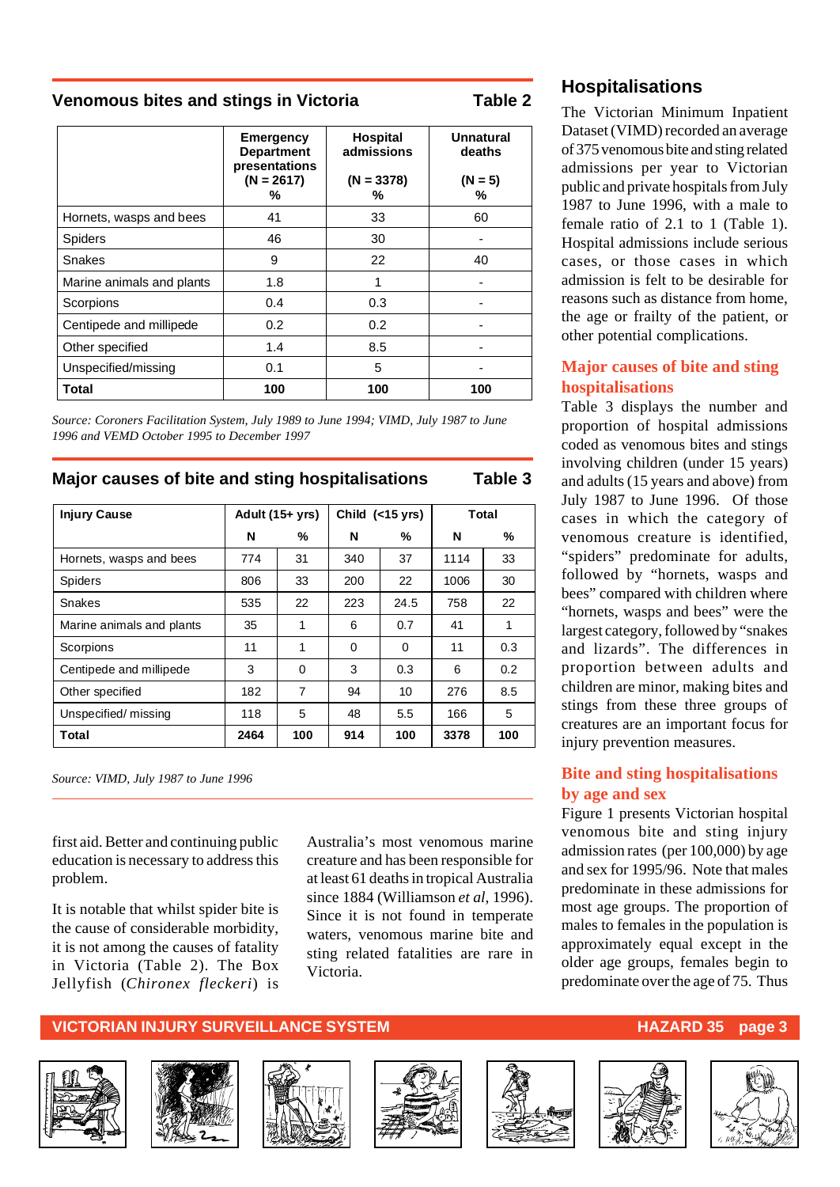## Venomous bites and stings in Victoria — Table 2

| | Emergency Department presentations (N = 2617) % | Hospital admissions (N = 3378) % | Unnatural deaths (N = 5) % |
|---|---|---|---|
| Hornets, wasps and bees | 41 | 33 | 60 |
| Spiders | 46 | 30 | - |
| Snakes | 9 | 22 | 40 |
| Marine animals and plants | 1.8 | 1 | - |
| Scorpions | 0.4 | 0.3 | - |
| Centipede and millipede | 0.2 | 0.2 | - |
| Other specified | 1.4 | 8.5 | - |
| Unspecified/missing | 0.1 | 5 | - |
| **Total** | **100** | **100** | **100** |

*Source: Coroners Facilitation System, July 1989 to June 1994; VIMD, July 1987 to June 1996 and VEMD October 1995 to December 1997*

## Major causes of bite and sting hospitalisations — Table 3

| Injury Cause | Adult (15+ yrs) | | Child (<15 yrs) | | Total | |
|---|---|---|---|---|---|---|
| | N | % | N | % | N | % |
| Hornets, wasps and bees | 774 | 31 | 340 | 37 | 1114 | 33 |
| Spiders | 806 | 33 | 200 | 22 | 1006 | 30 |
| Snakes | 535 | 22 | 223 | 24.5 | 758 | 22 |
| Marine animals and plants | 35 | 1 | 6 | 0.7 | 41 | 1 |
| Scorpions | 11 | 1 | 0 | 0 | 11 | 0.3 |
| Centipede and millipede | 3 | 0 | 3 | 0.3 | 6 | 0.2 |
| Other specified | 182 | 7 | 94 | 10 | 276 | 8.5 |
| Unspecified/ missing | 118 | 5 | 48 | 5.5 | 166 | 5 |
| **Total** | **2464** | **100** | **914** | **100** | **3378** | **100** |

*Source: VIMD, July 1987 to June 1996*

first aid. Better and continuing public education is necessary to address this problem.

It is notable that whilst spider bite is the cause of considerable morbidity, it is not among the causes of fatality in Victoria (Table 2). The Box Jellyfish (*Chironex fleckeri*) is Australia's most venomous marine creature and has been responsible for at least 61 deaths in tropical Australia since 1884 (Williamson *et al*, 1996). Since it is not found in temperate waters, venomous marine bite and sting related fatalities are rare in Victoria.

## Hospitalisations

The Victorian Minimum Inpatient Dataset (VIMD) recorded an average of 375 venomous bite and sting related admissions per year to Victorian public and private hospitals from July 1987 to June 1996, with a male to female ratio of 2.1 to 1 (Table 1). Hospital admissions include serious cases, or those cases in which admission is felt to be desirable for reasons such as distance from home, the age or frailty of the patient, or other potential complications.

### Major causes of bite and sting hospitalisations

Table 3 displays the number and proportion of hospital admissions coded as venomous bites and stings involving children (under 15 years) and adults (15 years and above) from July 1987 to June 1996. Of those cases in which the category of venomous creature is identified, "spiders" predominate for adults, followed by "hornets, wasps and bees" compared with children where "hornets, wasps and bees" were the largest category, followed by "snakes and lizards". The differences in proportion between adults and children are minor, making bites and stings from these three groups of creatures are an important focus for injury prevention measures.

### Bite and sting hospitalisations by age and sex

Figure 1 presents Victorian hospital venomous bite and sting injury admission rates (per 100,000) by age and sex for 1995/96. Note that males predominate in these admissions for most age groups. The proportion of males to females in the population is approximately equal except in the older age groups, females begin to predominate over the age of 75. Thus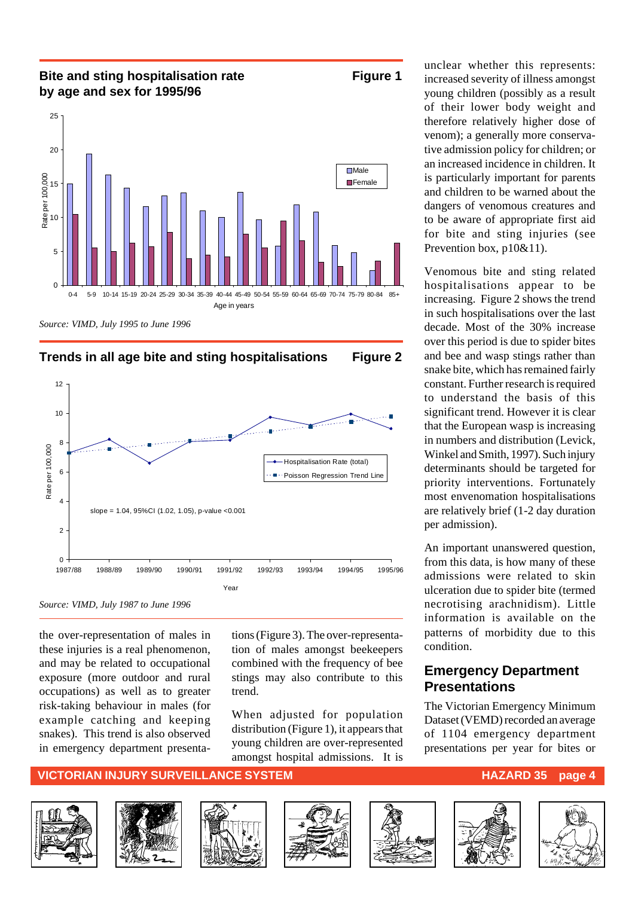## Bite and sting hospitalisation rate by age and sex for 1995/96 — Figure 1

*Source: VIMD, July 1995 to June 1996*

## Trends in all age bite and sting hospitalisations — Figure 2

slope = 1.04, 95%CI (1.02, 1.05), p-value <0.001

*Source: VIMD, July 1987 to June 1996*

the over-representation of males in these injuries is a real phenomenon, and may be related to occupational exposure (more outdoor and rural occupations) as well as to greater risk-taking behaviour in males (for example catching and keeping snakes). This trend is also observed in emergency department presentations (Figure 3). The over-representation of males amongst beekeepers combined with the frequency of bee stings may also contribute to this trend.

When adjusted for population distribution (Figure 1), it appears that young children are over-represented amongst hospital admissions. It is unclear whether this represents: increased severity of illness amongst young children (possibly as a result of their lower body weight and therefore relatively higher dose of venom); a generally more conservative admission policy for children; or an increased incidence in children. It is particularly important for parents and children to be warned about the dangers of venomous creatures and to be aware of appropriate first aid for bite and sting injuries (see Prevention box, p10&11).

Venomous bite and sting related hospitalisations appear to be increasing. Figure 2 shows the trend in such hospitalisations over the last decade. Most of the 30% increase over this period is due to spider bites and bee and wasp stings rather than snake bite, which has remained fairly constant. Further research is required to understand the basis of this significant trend. However it is clear that the European wasp is increasing in numbers and distribution (Levick, Winkel and Smith, 1997). Such injury determinants should be targeted for priority interventions. Fortunately most envenomation hospitalisations are relatively brief (1-2 day duration per admission).

An important unanswered question, from this data, is how many of these admissions were related to skin ulceration due to spider bite (termed necrotising arachnidism). Little information is available on the patterns of morbidity due to this condition.

## Emergency Department Presentations

The Victorian Emergency Minimum Dataset (VEMD) recorded an average of 1104 emergency department presentations per year for bites or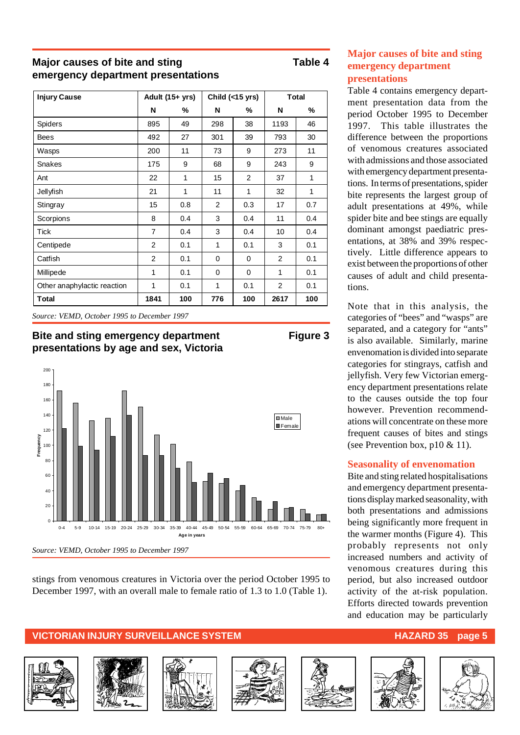## Major causes of bite and sting emergency department presentations — Table 4

| Injury Cause | Adult (15+ yrs) | | Child (<15 yrs) | | Total | |
|---|---|---|---|---|---|---|
| | N | % | N | % | N | % |
| Spiders | 895 | 49 | 298 | 38 | 1193 | 46 |
| Bees | 492 | 27 | 301 | 39 | 793 | 30 |
| Wasps | 200 | 11 | 73 | 9 | 273 | 11 |
| Snakes | 175 | 9 | 68 | 9 | 243 | 9 |
| Ant | 22 | 1 | 15 | 2 | 37 | 1 |
| Jellyfish | 21 | 1 | 11 | 1 | 32 | 1 |
| Stingray | 15 | 0.8 | 2 | 0.3 | 17 | 0.7 |
| Scorpions | 8 | 0.4 | 3 | 0.4 | 11 | 0.4 |
| Tick | 7 | 0.4 | 3 | 0.4 | 10 | 0.4 |
| Centipede | 2 | 0.1 | 1 | 0.1 | 3 | 0.1 |
| Catfish | 2 | 0.1 | 0 | 0 | 2 | 0.1 |
| Millipede | 1 | 0.1 | 0 | 0 | 1 | 0.1 |
| Other anaphylactic reaction | 1 | 0.1 | 1 | 0.1 | 2 | 0.1 |
| **Total** | **1841** | **100** | **776** | **100** | **2617** | **100** |

*Source: VEMD, October 1995 to December 1997*

## Bite and sting emergency department presentations by age and sex, Victoria — Figure 3

| Age in years | Male | Female |
|---|---|---|
| 0-4 | 172 | 122 |
| 5-9 | 156 | 99 |
| 10-14 | 133 | 94 |
| 15-19 | 136 | 112 |
| 20-24 | 172 | 140 |
| 25-29 | 151 | 87 |
| 30-34 | 114 | 87 |
| 35-39 | 101 | 70 |
| 40-44 | 79 | 51 |
| 45-49 | 52 | 63 |
| 50-54 | 50 | 56 |
| 55-59 | 40 | 47 |
| 60-64 | 31 | 27 |
| 65-69 | 15 | 26 |
| 70-74 | 17 | 18 |
| 75-79 | 15 | 10 |
| 80+ | 8 | 9 |

*Source: VEMD, October 1995 to December 1997*

stings from venomous creatures in Victoria over the period October 1995 to December 1997, with an overall male to female ratio of 1.3 to 1.0 (Table 1).

## Major causes of bite and sting emergency department presentations

Table 4 contains emergency department presentation data from the period October 1995 to December 1997. This table illustrates the difference between the proportions of venomous creatures associated with admissions and those associated with emergency department presentations. In terms of presentations, spider bite represents the largest group of adult presentations at 49%, while spider bite and bee stings are equally dominant amongst paediatric presentations, at 38% and 39% respectively. Little difference appears to exist between the proportions of other causes of adult and child presentations.

Note that in this analysis, the categories of "bees" and "wasps" are separated, and a category for "ants" is also available. Similarly, marine envenomation is divided into separate categories for stingrays, catfish and jellyfish. Very few Victorian emergency department presentations relate to the causes outside the top four however. Prevention recommendations will concentrate on these more frequent causes of bites and stings (see Prevention box, p10 & 11).

## Seasonality of envenomation

Bite and sting related hospitalisations and emergency department presentations display marked seasonality, with both presentations and admissions being significantly more frequent in the warmer months (Figure 4). This probably represents not only increased numbers and activity of venomous creatures during this period, but also increased outdoor activity of the at-risk population. Efforts directed towards prevention and education may be particularly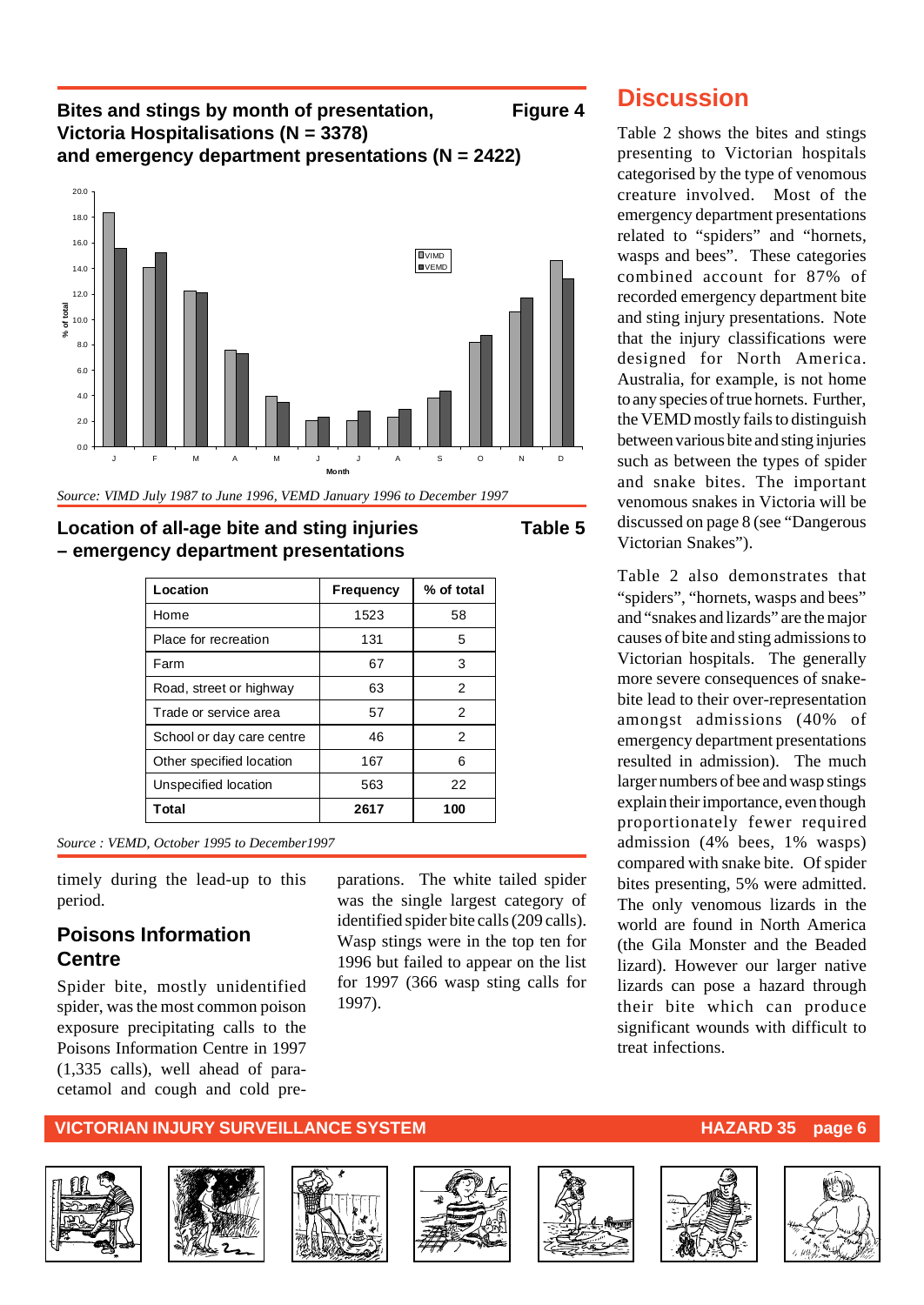## Bites and stings by month of presentation, Victoria Hospitalisations (N = 3378) and emergency department presentations (N = 2422)

**Figure 4**

*Source: VIMD July 1987 to June 1996, VEMD January 1996 to December 1997*

## Location of all-age bite and sting injuries – emergency department presentations

**Table 5**

| Location | Frequency | % of total |
|---|---|---|
| Home | 1523 | 58 |
| Place for recreation | 131 | 5 |
| Farm | 67 | 3 |
| Road, street or highway | 63 | 2 |
| Trade or service area | 57 | 2 |
| School or day care centre | 46 | 2 |
| Other specified location | 167 | 6 |
| Unspecified location | 563 | 22 |
| **Total** | **2617** | **100** |

*Source : VEMD, October 1995 to December1997*

timely during the lead-up to this period.

### Poisons Information Centre

Spider bite, mostly unidentified spider, was the most common poison exposure precipitating calls to the Poisons Information Centre in 1997 (1,335 calls), well ahead of paracetamol and cough and cold preparations. The white tailed spider was the single largest category of identified spider bite calls (209 calls). Wasp stings were in the top ten for 1996 but failed to appear on the list for 1997 (366 wasp sting calls for 1997).

## Discussion

Table 2 shows the bites and stings presenting to Victorian hospitals categorised by the type of venomous creature involved. Most of the emergency department presentations related to "spiders" and "hornets, wasps and bees". These categories combined account for 87% of recorded emergency department bite and sting injury presentations. Note that the injury classifications were designed for North America. Australia, for example, is not home to any species of true hornets. Further, the VEMD mostly fails to distinguish between various bite and sting injuries such as between the types of spider and snake bites. The important venomous snakes in Victoria will be discussed on page 8 (see "Dangerous Victorian Snakes").

Table 2 also demonstrates that "spiders", "hornets, wasps and bees" and "snakes and lizards" are the major causes of bite and sting admissions to Victorian hospitals. The generally more severe consequences of snake-bite lead to their over-representation amongst admissions (40% of emergency department presentations resulted in admission). The much larger numbers of bee and wasp stings explain their importance, even though proportionately fewer required admission (4% bees, 1% wasps) compared with snake bite. Of spider bites presenting, 5% were admitted. The only venomous lizards in the world are found in North America (the Gila Monster and the Beaded lizard). However our larger native lizards can pose a hazard through their bite which can produce significant wounds with difficult to treat infections.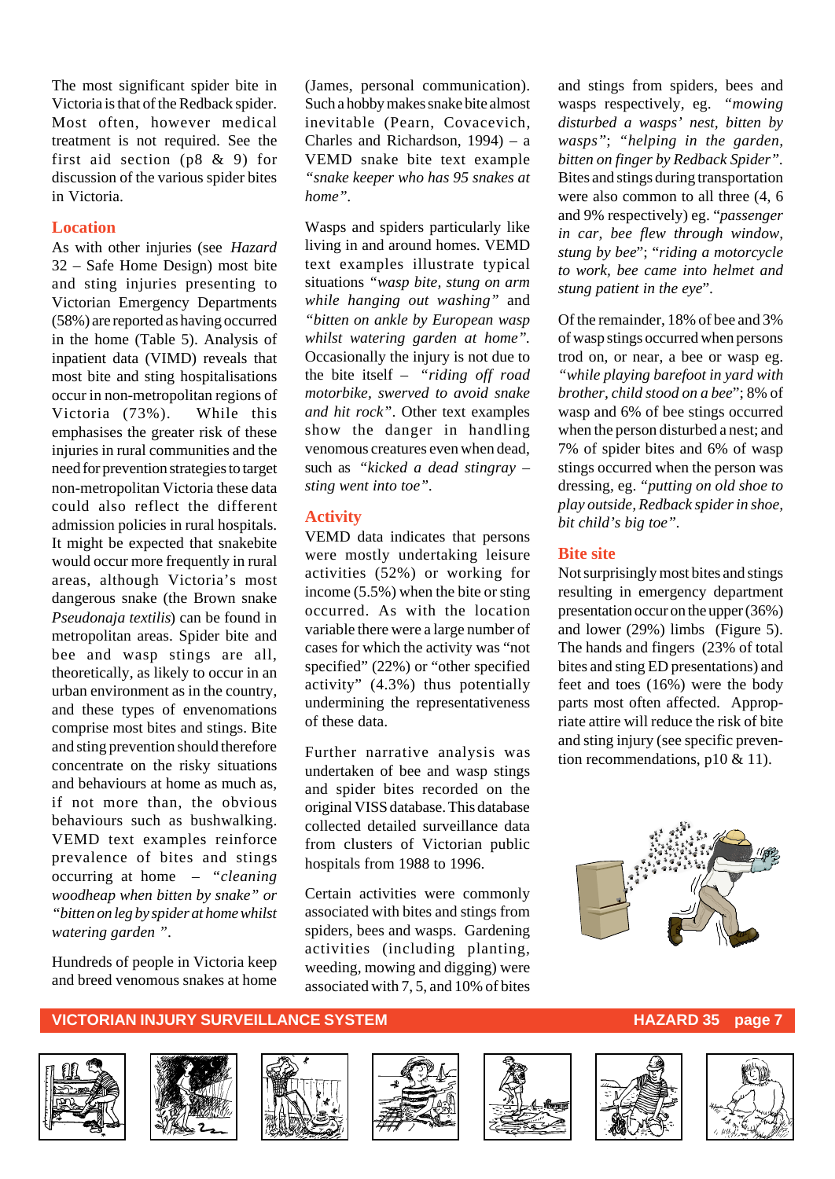The most significant spider bite in Victoria is that of the Redback spider. Most often, however medical treatment is not required. See the first aid section (p8 & 9) for discussion of the various spider bites in Victoria.

### Location

As with other injuries (see *Hazard* 32 – Safe Home Design) most bite and sting injuries presenting to Victorian Emergency Departments (58%) are reported as having occurred in the home (Table 5). Analysis of inpatient data (VIMD) reveals that most bite and sting hospitalisations occur in non-metropolitan regions of Victoria (73%). While this emphasises the greater risk of these injuries in rural communities and the need for prevention strategies to target non-metropolitan Victoria these data could also reflect the different admission policies in rural hospitals. It might be expected that snakebite would occur more frequently in rural areas, although Victoria's most dangerous snake (the Brown snake *Pseudonaja textilis*) can be found in metropolitan areas. Spider bite and bee and wasp stings are all, theoretically, as likely to occur in an urban environment as in the country, and these types of envenomations comprise most bites and stings. Bite and sting prevention should therefore concentrate on the risky situations and behaviours at home as much as, if not more than, the obvious behaviours such as bushwalking. VEMD text examples reinforce prevalence of bites and stings occurring at home – *"cleaning woodheap when bitten by snake" or "bitten on leg by spider at home whilst watering garden ".*

Hundreds of people in Victoria keep and breed venomous snakes at home (James, personal communication). Such a hobby makes snake bite almost inevitable (Pearn, Covacevich, Charles and Richardson, 1994) – a VEMD snake bite text example *"snake keeper who has 95 snakes at home".*

Wasps and spiders particularly like living in and around homes. VEMD text examples illustrate typical situations *"wasp bite, stung on arm while hanging out washing"* and *"bitten on ankle by European wasp whilst watering garden at home".* Occasionally the injury is not due to the bite itself – *"riding off road motorbike, swerved to avoid snake and hit rock".* Other text examples show the danger in handling venomous creatures even when dead, such as *"kicked a dead stingray – sting went into toe".*

### Activity

VEMD data indicates that persons were mostly undertaking leisure activities (52%) or working for income (5.5%) when the bite or sting occurred. As with the location variable there were a large number of cases for which the activity was "not specified" (22%) or "other specified activity" (4.3%) thus potentially undermining the representativeness of these data.

Further narrative analysis was undertaken of bee and wasp stings and spider bites recorded on the original VISS database. This database collected detailed surveillance data from clusters of Victorian public hospitals from 1988 to 1996.

Certain activities were commonly associated with bites and stings from spiders, bees and wasps. Gardening activities (including planting, weeding, mowing and digging) were associated with 7, 5, and 10% of bites and stings from spiders, bees and wasps respectively, eg. *"mowing disturbed a wasps' nest, bitten by wasps"*; *"helping in the garden, bitten on finger by Redback Spider".* Bites and stings during transportation were also common to all three (4, 6 and 9% respectively) eg. *"passenger in car, bee flew through window, stung by bee"*; *"riding a motorcycle to work, bee came into helmet and stung patient in the eye".*

Of the remainder, 18% of bee and 3% of wasp stings occurred when persons trod on, or near, a bee or wasp eg. *"while playing barefoot in yard with brother, child stood on a bee"*; 8% of wasp and 6% of bee stings occurred when the person disturbed a nest; and 7% of spider bites and 6% of wasp stings occurred when the person was dressing, eg. *"putting on old shoe to play outside, Redback spider in shoe, bit child's big toe".*

### Bite site

Not surprisingly most bites and stings resulting in emergency department presentation occur on the upper (36%) and lower (29%) limbs (Figure 5). The hands and fingers (23% of total bites and sting ED presentations) and feet and toes (16%) were the body parts most often affected. Appropriate attire will reduce the risk of bite and sting injury (see specific prevention recommendations, p10 & 11).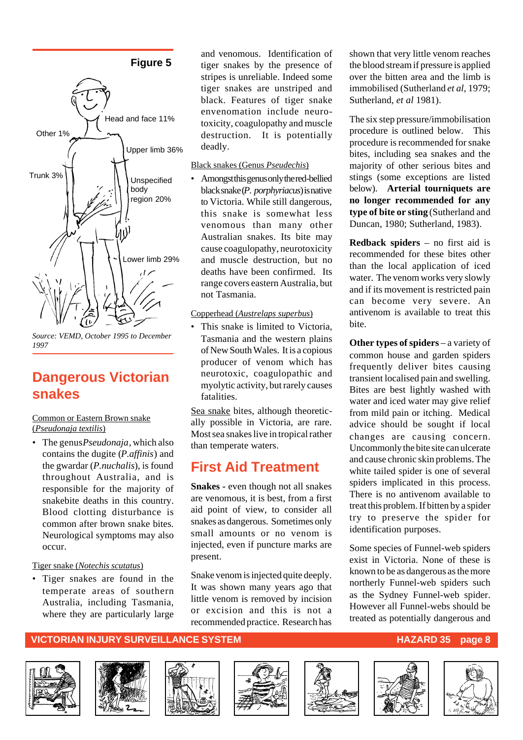**Figure 5**

Head and face 11%

Other 1%

Upper limb 36%

Trunk 3%

Unspecified body region 20%

Lower limb 29%

*Source: VEMD, October 1995 to December 1997*

## Dangerous Victorian snakes

Common or Eastern Brown snake (*Pseudonaja textilis*)

- The genus *Pseudonaja*, which also contains the dugite (*P.affinis*) and the gwardar (*P.nuchalis*), is found throughout Australia, and is responsible for the majority of snakebite deaths in this country. Blood clotting disturbance is common after brown snake bites. Neurological symptoms may also occur.

Tiger snake (*Notechis scutatus*)

- Tiger snakes are found in the temperate areas of southern Australia, including Tasmania, where they are particularly large and venomous. Identification of tiger snakes by the presence of stripes is unreliable. Indeed some tiger snakes are unstriped and black. Features of tiger snake envenomation include neuro-toxicity, coagulopathy and muscle destruction. It is potentially deadly.

Black snakes (Genus *Pseudechis*)

- Amongst this genus only the red-bellied black snake (*P. porphyriacus*) is native to Victoria. While still dangerous, this snake is somewhat less venomous than many other Australian snakes. Its bite may cause coagulopathy, neurotoxicity and muscle destruction, but no deaths have been confirmed. Its range covers eastern Australia, but not Tasmania.

Copperhead (*Austrelaps superbus*)

- This snake is limited to Victoria, Tasmania and the western plains of New South Wales. It is a copious producer of venom which has neurotoxic, coagulopathic and myolytic activity, but rarely causes fatalities.

Sea snake bites, although theoretically possible in Victoria, are rare. Most sea snakes live in tropical rather than temperate waters.

## First Aid Treatment

**Snakes -** even though not all snakes are venomous, it is best, from a first aid point of view, to consider all snakes as dangerous. Sometimes only small amounts or no venom is injected, even if puncture marks are present.

Snake venom is injected quite deeply. It was shown many years ago that little venom is removed by incision or excision and this is not a recommended practice. Research has shown that very little venom reaches the blood stream if pressure is applied over the bitten area and the limb is immobilised (Sutherland *et al*, 1979; Sutherland, *et al* 1981).

The six step pressure/immobilisation procedure is outlined below. This procedure is recommended for snake bites, including sea snakes and the majority of other serious bites and stings (some exceptions are listed below). **Arterial tourniquets are no longer recommended for any type of bite or sting** (Sutherland and Duncan, 1980; Sutherland, 1983).

**Redback spiders** – no first aid is recommended for these bites other than the local application of iced water. The venom works very slowly and if its movement is restricted pain can become very severe. An antivenom is available to treat this bite.

**Other types of spiders** – a variety of common house and garden spiders frequently deliver bites causing transient localised pain and swelling. Bites are best lightly washed with water and iced water may give relief from mild pain or itching. Medical advice should be sought if local changes are causing concern. Uncommonly the bite site can ulcerate and cause chronic skin problems. The white tailed spider is one of several spiders implicated in this process. There is no antivenom available to treat this problem. If bitten by a spider try to preserve the spider for identification purposes.

Some species of Funnel-web spiders exist in Victoria. None of these is known to be as dangerous as the more northerly Funnel-web spiders such as the Sydney Funnel-web spider. However all Funnel-webs should be treated as potentially dangerous and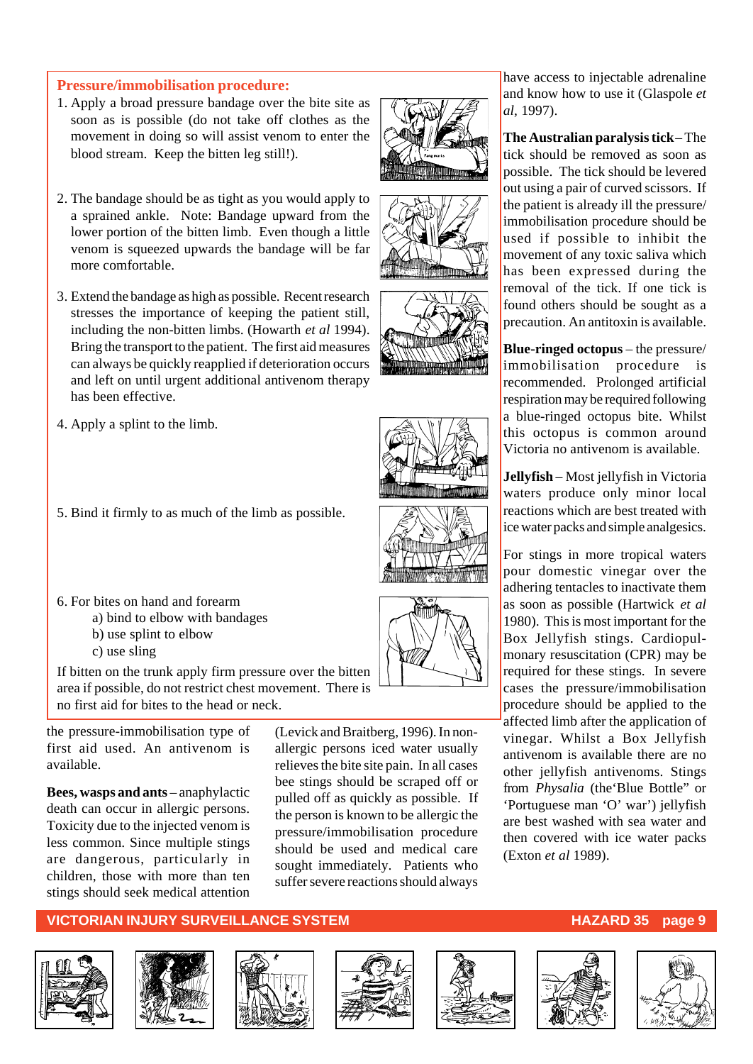## Pressure/immobilisation procedure:

1. Apply a broad pressure bandage over the bite site as soon as is possible (do not take off clothes as the movement in doing so will assist venom to enter the blood stream. Keep the bitten leg still!).

2. The bandage should be as tight as you would apply to a sprained ankle. Note: Bandage upward from the lower portion of the bitten limb. Even though a little venom is squeezed upwards the bandage will be far more comfortable.

3. Extend the bandage as high as possible. Recent research stresses the importance of keeping the patient still, including the non-bitten limbs. (Howarth *et al* 1994). Bring the transport to the patient. The first aid measures can always be quickly reapplied if deterioration occurs and left on until urgent additional antivenom therapy has been effective.

4. Apply a splint to the limb.

5. Bind it firmly to as much of the limb as possible.

6. For bites on hand and forearm
   a) bind to elbow with bandages
   b) use splint to elbow
   c) use sling

If bitten on the trunk apply firm pressure over the bitten area if possible, do not restrict chest movement. There is no first aid for bites to the head or neck.

the pressure-immobilisation type of first aid used. An antivenom is available.

**Bees, wasps and ants** – anaphylactic death can occur in allergic persons. Toxicity due to the injected venom is less common. Since multiple stings are dangerous, particularly in children, those with more than ten stings should seek medical attention (Levick and Braitberg, 1996). In non-allergic persons iced water usually relieves the bite site pain. In all cases bee stings should be scraped off or pulled off as quickly as possible. If the person is known to be allergic the pressure/immobilisation procedure should be used and medical care sought immediately. Patients who suffer severe reactions should always have access to injectable adrenaline and know how to use it (Glaspole *et al*, 1997).

**The Australian paralysis tick** – The tick should be removed as soon as possible. The tick should be levered out using a pair of curved scissors. If the patient is already ill the pressure/immobilisation procedure should be used if possible to inhibit the movement of any toxic saliva which has been expressed during the removal of the tick. If one tick is found others should be sought as a precaution. An antitoxin is available.

**Blue-ringed octopus** – the pressure/immobilisation procedure is recommended. Prolonged artificial respiration may be required following a blue-ringed octopus bite. Whilst this octopus is common around Victoria no antivenom is available.

**Jellyfish** – Most jellyfish in Victoria waters produce only minor local reactions which are best treated with ice water packs and simple analgesics.

For stings in more tropical waters pour domestic vinegar over the adhering tentacles to inactivate them as soon as possible (Hartwick *et al* 1980). This is most important for the Box Jellyfish stings. Cardiopulmonary resuscitation (CPR) may be required for these stings. In severe cases the pressure/immobilisation procedure should be applied to the affected limb after the application of vinegar. Whilst a Box Jellyfish antivenom is available there are no other jellyfish antivenoms. Stings from *Physalia* (the'Blue Bottle" or 'Portuguese man 'O' war') jellyfish are best washed with sea water and then covered with ice water packs (Exton *et al* 1989).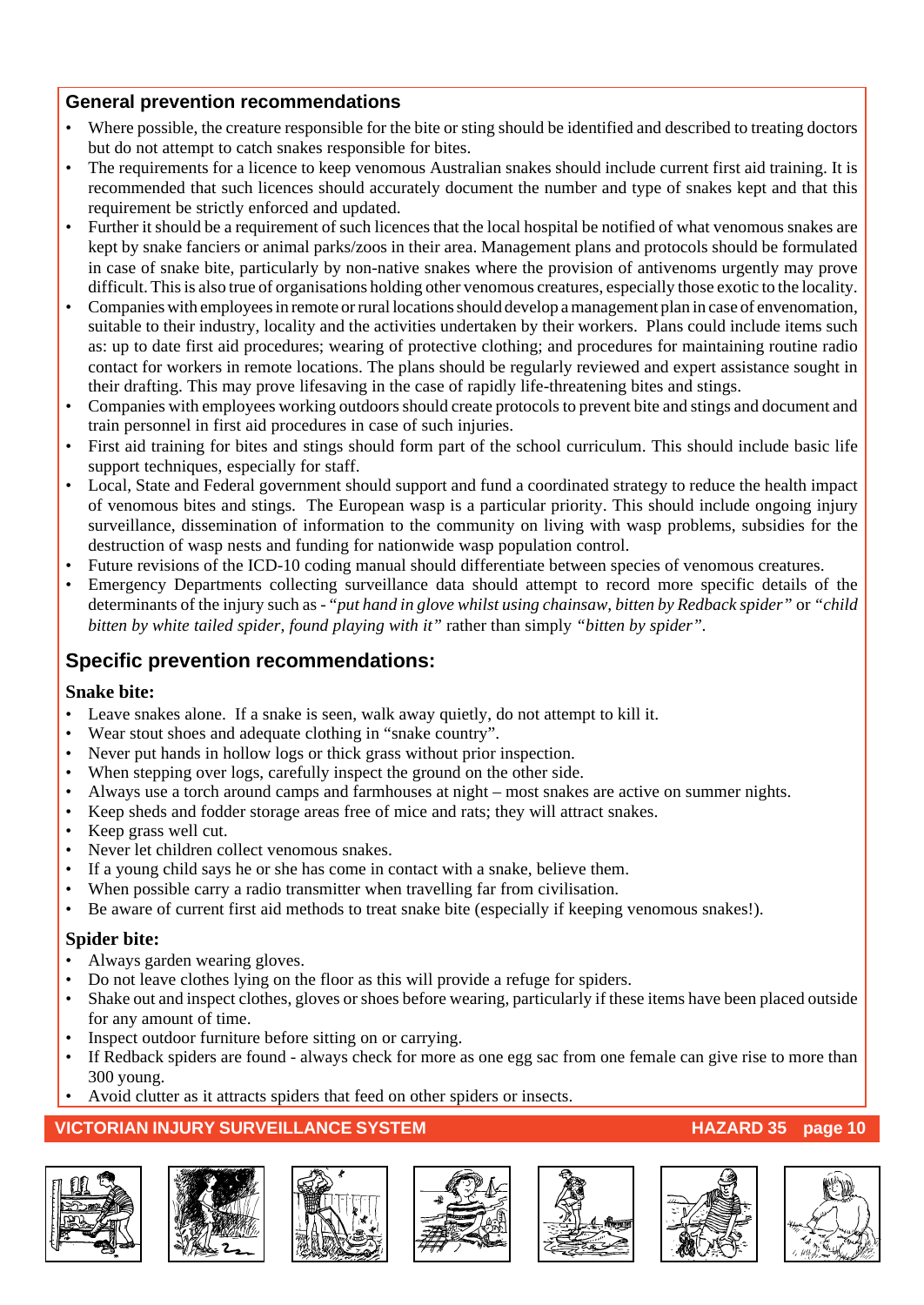## General prevention recommendations

- Where possible, the creature responsible for the bite or sting should be identified and described to treating doctors but do not attempt to catch snakes responsible for bites.
- The requirements for a licence to keep venomous Australian snakes should include current first aid training. It is recommended that such licences should accurately document the number and type of snakes kept and that this requirement be strictly enforced and updated.
- Further it should be a requirement of such licences that the local hospital be notified of what venomous snakes are kept by snake fanciers or animal parks/zoos in their area. Management plans and protocols should be formulated in case of snake bite, particularly by non-native snakes where the provision of antivenoms urgently may prove difficult. This is also true of organisations holding other venomous creatures, especially those exotic to the locality.
- Companies with employees in remote or rural locations should develop a management plan in case of envenomation, suitable to their industry, locality and the activities undertaken by their workers. Plans could include items such as: up to date first aid procedures; wearing of protective clothing; and procedures for maintaining routine radio contact for workers in remote locations. The plans should be regularly reviewed and expert assistance sought in their drafting. This may prove lifesaving in the case of rapidly life-threatening bites and stings.
- Companies with employees working outdoors should create protocols to prevent bite and stings and document and train personnel in first aid procedures in case of such injuries.
- First aid training for bites and stings should form part of the school curriculum. This should include basic life support techniques, especially for staff.
- Local, State and Federal government should support and fund a coordinated strategy to reduce the health impact of venomous bites and stings. The European wasp is a particular priority. This should include ongoing injury surveillance, dissemination of information to the community on living with wasp problems, subsidies for the destruction of wasp nests and funding for nationwide wasp population control.
- Future revisions of the ICD-10 coding manual should differentiate between species of venomous creatures.
- Emergency Departments collecting surveillance data should attempt to record more specific details of the determinants of the injury such as - *"put hand in glove whilst using chainsaw, bitten by Redback spider"* or *"child bitten by white tailed spider, found playing with it"* rather than simply *"bitten by spider"*.

## Specific prevention recommendations:

**Snake bite:**

- Leave snakes alone. If a snake is seen, walk away quietly, do not attempt to kill it.
- Wear stout shoes and adequate clothing in "snake country".
- Never put hands in hollow logs or thick grass without prior inspection.
- When stepping over logs, carefully inspect the ground on the other side.
- Always use a torch around camps and farmhouses at night – most snakes are active on summer nights.
- Keep sheds and fodder storage areas free of mice and rats; they will attract snakes.
- Keep grass well cut.
- Never let children collect venomous snakes.
- If a young child says he or she has come in contact with a snake, believe them.
- When possible carry a radio transmitter when travelling far from civilisation.
- Be aware of current first aid methods to treat snake bite (especially if keeping venomous snakes!).

**Spider bite:**

- Always garden wearing gloves.
- Do not leave clothes lying on the floor as this will provide a refuge for spiders.
- Shake out and inspect clothes, gloves or shoes before wearing, particularly if these items have been placed outside for any amount of time.
- Inspect outdoor furniture before sitting on or carrying.
- If Redback spiders are found - always check for more as one egg sac from one female can give rise to more than 300 young.
- Avoid clutter as it attracts spiders that feed on other spiders or insects.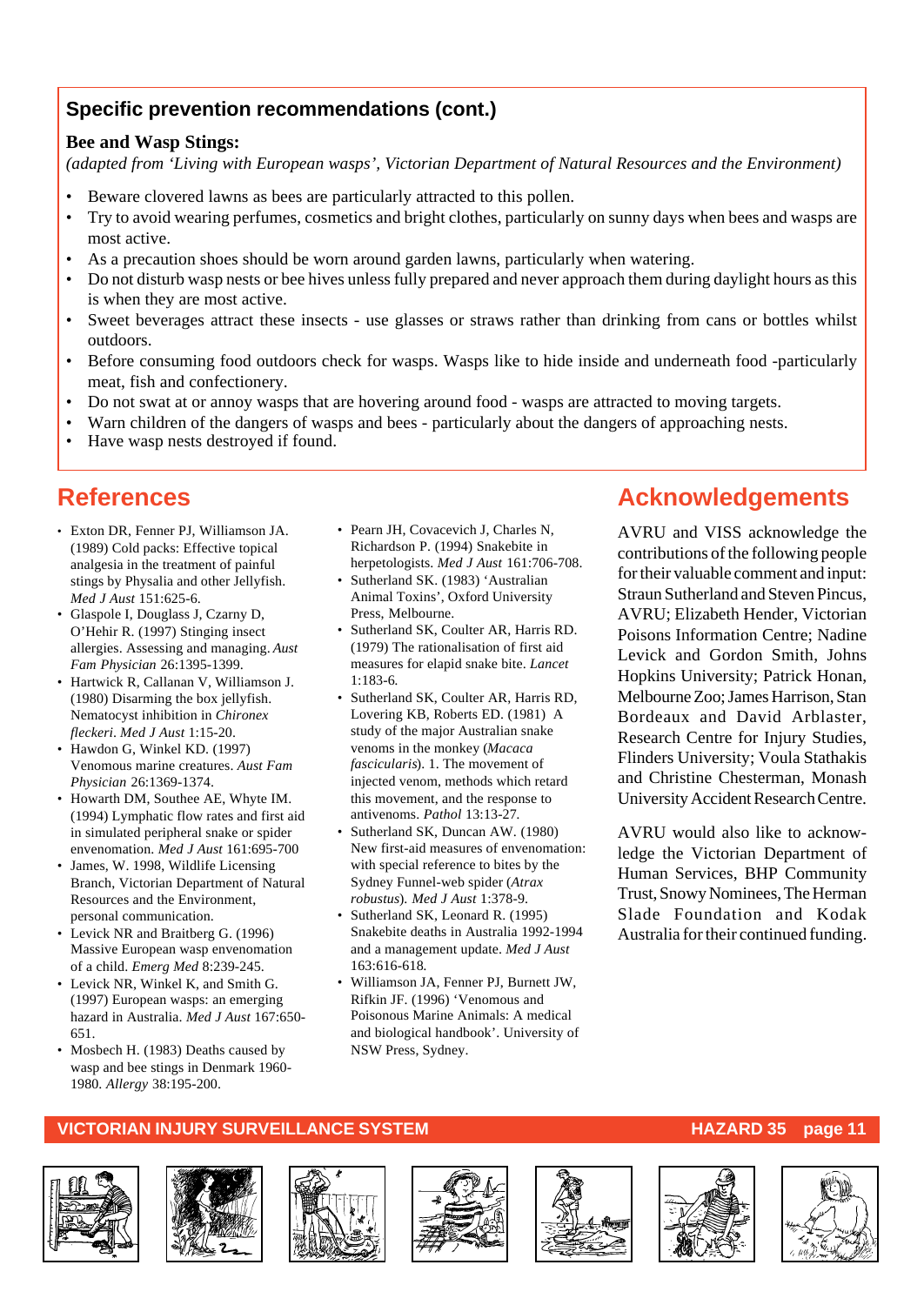## Specific prevention recommendations (cont.)

**Bee and Wasp Stings:**

*(adapted from 'Living with European wasps', Victorian Department of Natural Resources and the Environment)*

- Beware clovered lawns as bees are particularly attracted to this pollen.
- Try to avoid wearing perfumes, cosmetics and bright clothes, particularly on sunny days when bees and wasps are most active.
- As a precaution shoes should be worn around garden lawns, particularly when watering.
- Do not disturb wasp nests or bee hives unless fully prepared and never approach them during daylight hours as this is when they are most active.
- Sweet beverages attract these insects - use glasses or straws rather than drinking from cans or bottles whilst outdoors.
- Before consuming food outdoors check for wasps. Wasps like to hide inside and underneath food -particularly meat, fish and confectionery.
- Do not swat at or annoy wasps that are hovering around food - wasps are attracted to moving targets.
- Warn children of the dangers of wasps and bees - particularly about the dangers of approaching nests.
- Have wasp nests destroyed if found.

## References

- Exton DR, Fenner PJ, Williamson JA. (1989) Cold packs: Effective topical analgesia in the treatment of painful stings by Physalia and other Jellyfish. *Med J Aust* 151:625-6.
- Glaspole I, Douglass J, Czarny D, O'Hehir R. (1997) Stinging insect allergies. Assessing and managing. *Aust Fam Physician* 26:1395-1399.
- Hartwick R, Callanan V, Williamson J. (1980) Disarming the box jellyfish. Nematocyst inhibition in *Chironex fleckeri*. *Med J Aust* 1:15-20.
- Hawdon G, Winkel KD. (1997) Venomous marine creatures. *Aust Fam Physician* 26:1369-1374.
- Howarth DM, Southee AE, Whyte IM. (1994) Lymphatic flow rates and first aid in simulated peripheral snake or spider envenomation. *Med J Aust* 161:695-700
- James, W. 1998, Wildlife Licensing Branch, Victorian Department of Natural Resources and the Environment, personal communication.
- Levick NR and Braitberg G. (1996) Massive European wasp envenomation of a child. *Emerg Med* 8:239-245.
- Levick NR, Winkel K, and Smith G. (1997) European wasps: an emerging hazard in Australia. *Med J Aust* 167:650-651.
- Mosbech H. (1983) Deaths caused by wasp and bee stings in Denmark 1960-1980. *Allergy* 38:195-200.
- Pearn JH, Covacevich J, Charles N, Richardson P. (1994) Snakebite in herpetologists. *Med J Aust* 161:706-708.
- Sutherland SK. (1983) 'Australian Animal Toxins', Oxford University Press, Melbourne.
- Sutherland SK, Coulter AR, Harris RD. (1979) The rationalisation of first aid measures for elapid snake bite. *Lancet* 1:183-6.
- Sutherland SK, Coulter AR, Harris RD, Lovering KB, Roberts ED. (1981) A study of the major Australian snake venoms in the monkey (*Macaca fascicularis*). 1. The movement of injected venom, methods which retard this movement, and the response to antivenoms. *Pathol* 13:13-27.
- Sutherland SK, Duncan AW. (1980) New first-aid measures of envenomation: with special reference to bites by the Sydney Funnel-web spider (*Atrax robustus*). *Med J Aust* 1:378-9.
- Sutherland SK, Leonard R. (1995) Snakebite deaths in Australia 1992-1994 and a management update. *Med J Aust* 163:616-618.
- Williamson JA, Fenner PJ, Burnett JW, Rifkin JF. (1996) 'Venomous and Poisonous Marine Animals: A medical and biological handbook'. University of NSW Press, Sydney.

## Acknowledgements

AVRU and VISS acknowledge the contributions of the following people for their valuable comment and input: Straun Sutherland and Steven Pincus, AVRU; Elizabeth Hender, Victorian Poisons Information Centre; Nadine Levick and Gordon Smith, Johns Hopkins University; Patrick Honan, Melbourne Zoo; James Harrison, Stan Bordeaux and David Arblaster, Research Centre for Injury Studies, Flinders University; Voula Stathakis and Christine Chesterman, Monash University Accident Research Centre.

AVRU would also like to acknowledge the Victorian Department of Human Services, BHP Community Trust, Snowy Nominees, The Herman Slade Foundation and Kodak Australia for their continued funding.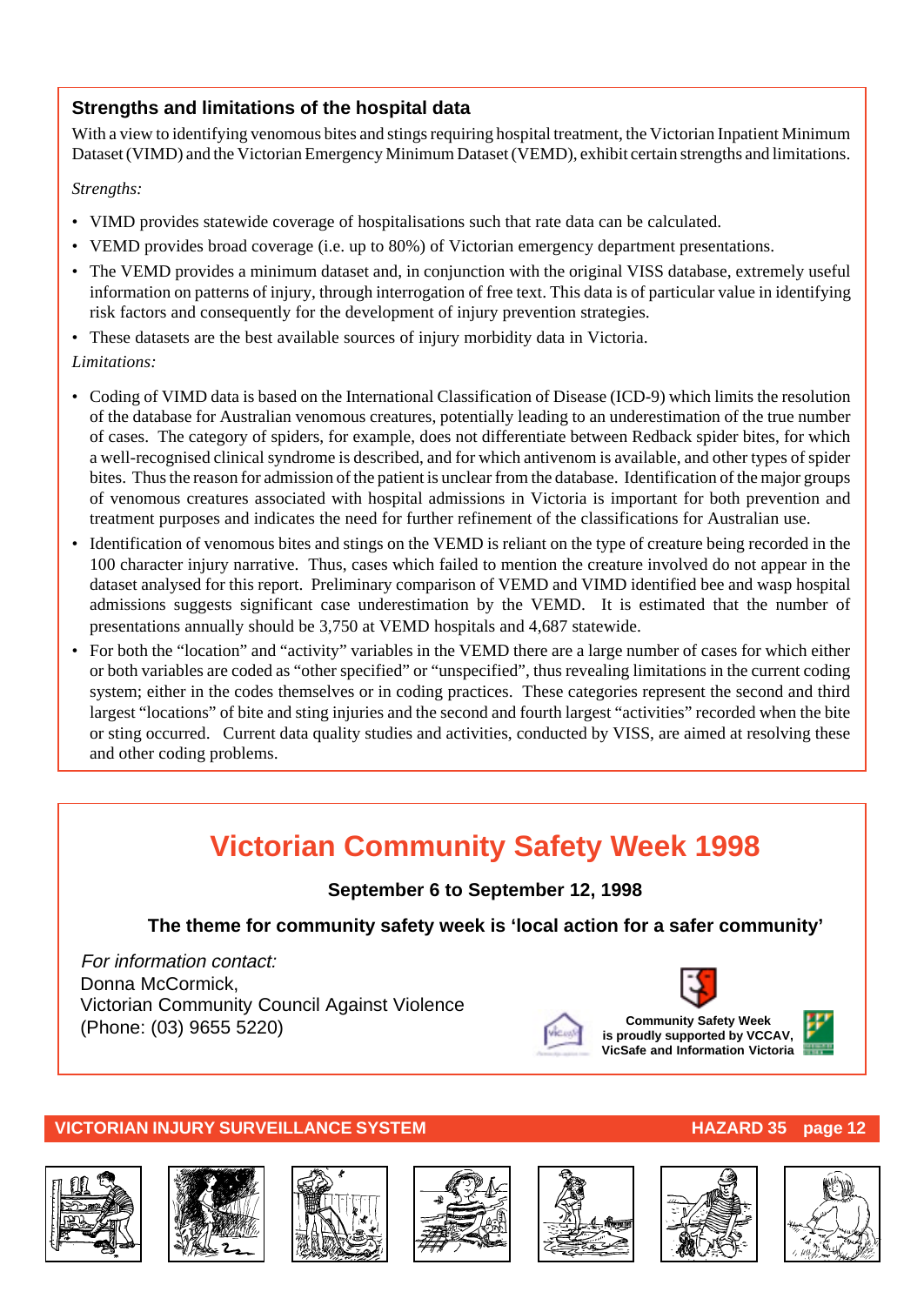## Strengths and limitations of the hospital data

With a view to identifying venomous bites and stings requiring hospital treatment, the Victorian Inpatient Minimum Dataset (VIMD) and the Victorian Emergency Minimum Dataset (VEMD), exhibit certain strengths and limitations.

*Strengths:*

- VIMD provides statewide coverage of hospitalisations such that rate data can be calculated.
- VEMD provides broad coverage (i.e. up to 80%) of Victorian emergency department presentations.
- The VEMD provides a minimum dataset and, in conjunction with the original VISS database, extremely useful information on patterns of injury, through interrogation of free text. This data is of particular value in identifying risk factors and consequently for the development of injury prevention strategies.
- These datasets are the best available sources of injury morbidity data in Victoria.

*Limitations:*

- Coding of VIMD data is based on the International Classification of Disease (ICD-9) which limits the resolution of the database for Australian venomous creatures, potentially leading to an underestimation of the true number of cases. The category of spiders, for example, does not differentiate between Redback spider bites, for which a well-recognised clinical syndrome is described, and for which antivenom is available, and other types of spider bites. Thus the reason for admission of the patient is unclear from the database. Identification of the major groups of venomous creatures associated with hospital admissions in Victoria is important for both prevention and treatment purposes and indicates the need for further refinement of the classifications for Australian use.
- Identification of venomous bites and stings on the VEMD is reliant on the type of creature being recorded in the 100 character injury narrative. Thus, cases which failed to mention the creature involved do not appear in the dataset analysed for this report. Preliminary comparison of VEMD and VIMD identified bee and wasp hospital admissions suggests significant case underestimation by the VEMD. It is estimated that the number of presentations annually should be 3,750 at VEMD hospitals and 4,687 statewide.
- For both the "location" and "activity" variables in the VEMD there are a large number of cases for which either or both variables are coded as "other specified" or "unspecified", thus revealing limitations in the current coding system; either in the codes themselves or in coding practices. These categories represent the second and third largest "locations" of bite and sting injuries and the second and fourth largest "activities" recorded when the bite or sting occurred. Current data quality studies and activities, conducted by VISS, are aimed at resolving these and other coding problems.

# Victorian Community Safety Week 1998

**September 6 to September 12, 1998**

**The theme for community safety week is 'local action for a safer community'**

*For information contact:*
Donna McCormick,
Victorian Community Council Against Violence
(Phone: (03) 9655 5220)

**Community Safety Week is proudly supported by VCCAV, VicSafe and Information Victoria**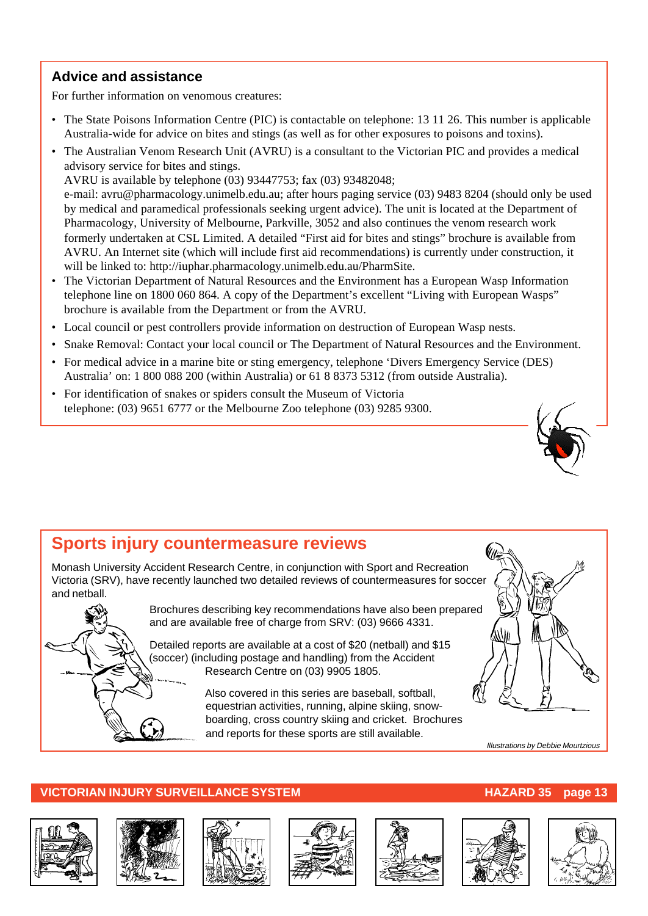## Advice and assistance

For further information on venomous creatures:

- The State Poisons Information Centre (PIC) is contactable on telephone: 13 11 26. This number is applicable Australia-wide for advice on bites and stings (as well as for other exposures to poisons and toxins).
- The Australian Venom Research Unit (AVRU) is a consultant to the Victorian PIC and provides a medical advisory service for bites and stings.
  AVRU is available by telephone (03) 93447753; fax (03) 93482048;
  e-mail: avru@pharmacology.unimelb.edu.au; after hours paging service (03) 9483 8204 (should only be used by medical and paramedical professionals seeking urgent advice). The unit is located at the Department of Pharmacology, University of Melbourne, Parkville, 3052 and also continues the venom research work formerly undertaken at CSL Limited. A detailed "First aid for bites and stings" brochure is available from AVRU. An Internet site (which will include first aid recommendations) is currently under construction, it will be linked to: http://iuphar.pharmacology.unimelb.edu.au/PharmSite.
- The Victorian Department of Natural Resources and the Environment has a European Wasp Information telephone line on 1800 060 864. A copy of the Department's excellent "Living with European Wasps" brochure is available from the Department or from the AVRU.
- Local council or pest controllers provide information on destruction of European Wasp nests.
- Snake Removal: Contact your local council or The Department of Natural Resources and the Environment.
- For medical advice in a marine bite or sting emergency, telephone 'Divers Emergency Service (DES) Australia' on: 1 800 088 200 (within Australia) or 61 8 8373 5312 (from outside Australia).
- For identification of snakes or spiders consult the Museum of Victoria telephone: (03) 9651 6777 or the Melbourne Zoo telephone (03) 9285 9300.

## Sports injury countermeasure reviews

Monash University Accident Research Centre, in conjunction with Sport and Recreation Victoria (SRV), have recently launched two detailed reviews of countermeasures for soccer and netball.

Brochures describing key recommendations have also been prepared and are available free of charge from SRV: (03) 9666 4331.

Detailed reports are available at a cost of $20 (netball) and $15 (soccer) (including postage and handling) from the Accident Research Centre on (03) 9905 1805.

Also covered in this series are baseball, softball, equestrian activities, running, alpine skiing, snow-boarding, cross country skiing and cricket. Brochures and reports for these sports are still available.

*Illustrations by Debbie Mourtzious*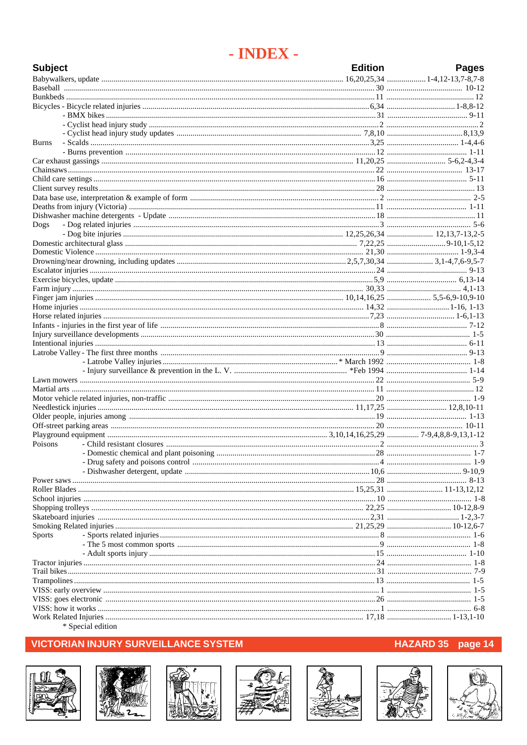# - INDEX -

| Subject | | Edition | Pages |
|---|---|---|---|
| Babywalkers, update | | 16,20,25,34 | 1-4,12-13,7-8,7-8 |
| Baseball | | 30 | 10-12 |
| Bunkbeds | | 11 | 12 |
| Bicycles | - Bicycle related injuries | 6,34 | 1-8,8-12 |
| | - BMX bikes | 31 | 9-11 |
| | - Cyclist head injury study | 2 | 2 |
| | - Cyclist head injury study updates | 7,8,10 | 8,13,9 |
| Burns | - Scalds | 3,25 | 1-4,4-6 |
| | - Burns prevention | 12 | 1-11 |
| Car exhaust gassings | | 11,20,25 | 5-6,2-4,3-4 |
| Chainsaws | | 22 | 13-17 |
| Child care settings | | 16 | 5-11 |
| Client survey results | | 28 | 13 |
| Data base use, interpretation & example of form | | 2 | 2-5 |
| Deaths from injury (Victoria) | | 11 | 1-11 |
| Dishwasher machine detergents - Update | | 18 | 11 |
| Dogs | - Dog related injuries | 3 | 5-6 |
| | - Dog bite injuries | 12,25,26,34 | 12,13,7-13,2-5 |
| Domestic architectural glass | | 7,22,25 | 9-10,1-5,12 |
| Domestic Violence | | 21,30 | 1-9,3-4 |
| Drowning/near drowning, including updates | | 2,5,7,30,34 | 3,1-4,7,6-9,5-7 |
| Escalator injuries | | 24 | 9-13 |
| Exercise bicycles, update | | 5,9 | 6,13-14 |
| Farm injury | | 30,33 | 4,1-13 |
| Finger jam injuries | | 10,14,16,25 | 5,5-6,9-10,9-10 |
| Home injuries | | 14,32 | 1-16, 1-13 |
| Horse related injuries | | 7,23 | 1-6,1-13 |
| Infants - injuries in the first year of life | | 8 | 7-12 |
| Injury surveillance developments | | 30 | 1-5 |
| Intentional injuries | | 13 | 6-11 |
| Latrobe Valley | - The first three months | 9 | 9-13 |
| | - Latrobe Valley injuries | * March 1992 | 1-8 |
| | - Injury surveillance & prevention in the L. V. | *Feb 1994 | 1-14 |
| Lawn mowers | | 22 | 5-9 |
| Martial arts | | 11 | 12 |
| Motor vehicle related injuries, non-traffic | | 20 | 1-9 |
| Needlestick injuries | | 11,17,25 | 12,8,10-11 |
| Older people, injuries among | | 19 | 1-13 |
| Off-street parking areas | | 20 | 10-11 |
| Playground equipment | | 3,10,14,16,25,29 | 7-9,4,8,8-9,13,1-12 |
| Poisons | - Child resistant closures | 2 | 3 |
| | - Domestic chemical and plant poisoning | 28 | 1-7 |
| | - Drug safety and poisons control | 4 | 1-9 |
| | - Dishwasher detergent, update | 10,6 | 9-10,9 |
| Power saws | | 28 | 8-13 |
| Roller Blades | | 15,25,31 | 11-13,12,12 |
| School injuries | | 10 | 1-8 |
| Shopping trolleys | | 22,25 | 10-12,8-9 |
| Skateboard injuries | | 2,31 | 1-2,3-7 |
| Smoking Related injuries | | 21,25,29 | 10-12,6-7 |
| Sports | - Sports related injuries | 8 | 1-6 |
| | - The 5 most common sports | 9 | 1-8 |
| | - Adult sports injury | 15 | 1-10 |
| Tractor injuries | | 24 | 1-8 |
| Trail bikes | | 31 | 7-9 |
| Trampolines | | 13 | 1-5 |
| VISS: early overview | | 1 | 1-5 |
| VISS: goes electronic | | 26 | 1-5 |
| VISS: how it works | | 1 | 6-8 |
| Work Related Injuries | | 17,18 | 1-13,1-10 |

\* Special edition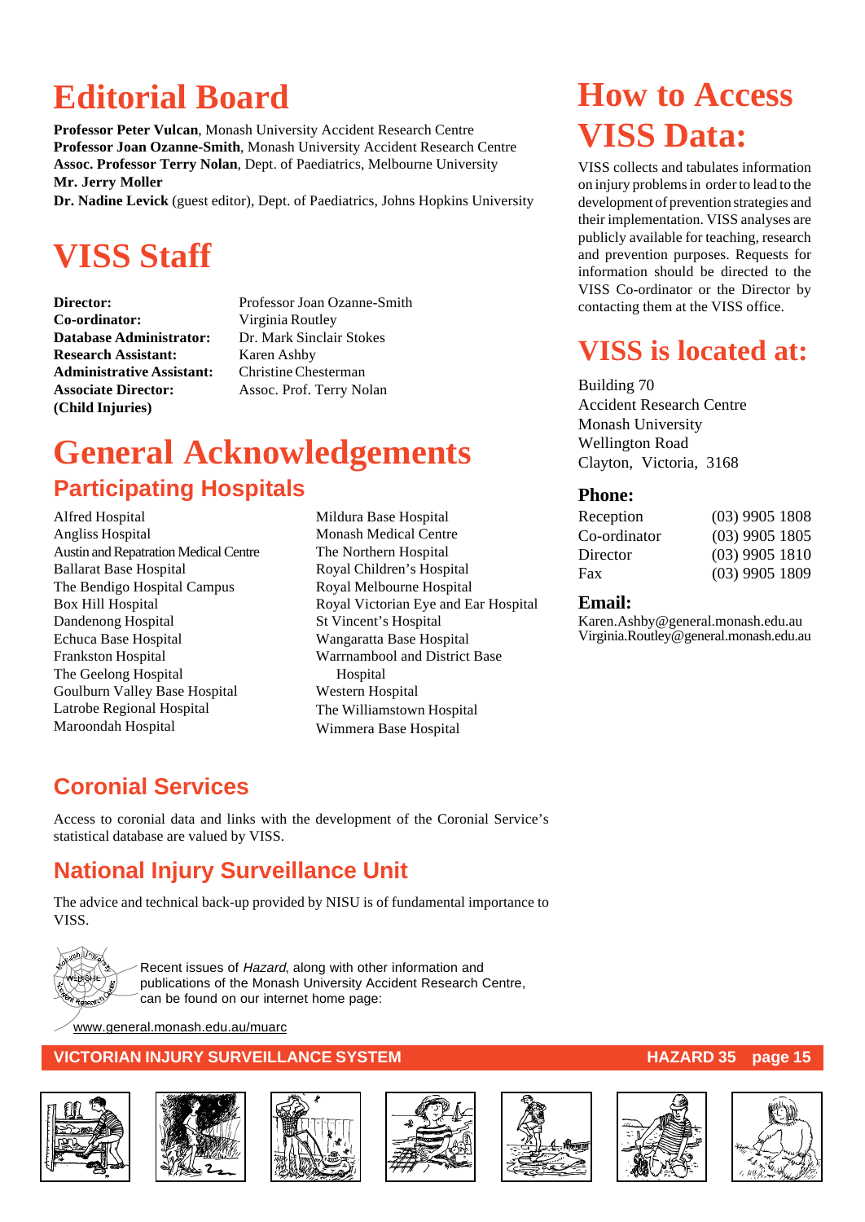# Editorial Board

**Professor Peter Vulcan**, Monash University Accident Research Centre
**Professor Joan Ozanne-Smith**, Monash University Accident Research Centre
**Assoc. Professor Terry Nolan**, Dept. of Paediatrics, Melbourne University
**Mr. Jerry Moller**
**Dr. Nadine Levick** (guest editor), Dept. of Paediatrics, Johns Hopkins University

# VISS Staff

| | |
|---|---|
| **Director:** | Professor Joan Ozanne-Smith |
| **Co-ordinator:** | Virginia Routley |
| **Database Administrator:** | Dr. Mark Sinclair Stokes |
| **Research Assistant:** | Karen Ashby |
| **Administrative Assistant:** | Christine Chesterman |
| **Associate Director: (Child Injuries)** | Assoc. Prof. Terry Nolan |

# General Acknowledgements

## Participating Hospitals

Alfred Hospital
Angliss Hospital
Austin and Repatriation Medical Centre
Ballarat Base Hospital
The Bendigo Hospital Campus
Box Hill Hospital
Dandenong Hospital
Echuca Base Hospital
Frankston Hospital
The Geelong Hospital
Goulburn Valley Base Hospital
Latrobe Regional Hospital
Maroondah Hospital
Mildura Base Hospital
Monash Medical Centre
The Northern Hospital
Royal Children's Hospital
Royal Melbourne Hospital
Royal Victorian Eye and Ear Hospital
St Vincent's Hospital
Wangaratta Base Hospital
Warrnambool and District Base Hospital
Western Hospital
The Williamstown Hospital
Wimmera Base Hospital

## Coronial Services

Access to coronial data and links with the development of the Coronial Service's statistical database are valued by VISS.

## National Injury Surveillance Unit

The advice and technical back-up provided by NISU is of fundamental importance to VISS.

Recent issues of *Hazard*, along with other information and publications of the Monash University Accident Research Centre, can be found on our internet home page:

www.general.monash.edu.au/muarc

# How to Access VISS Data:

VISS collects and tabulates information on injury problems in order to lead to the development of prevention strategies and their implementation. VISS analyses are publicly available for teaching, research and prevention purposes. Requests for information should be directed to the VISS Co-ordinator or the Director by contacting them at the VISS office.

# VISS is located at:

Building 70
Accident Research Centre
Monash University
Wellington Road
Clayton, Victoria, 3168

### Phone:

| | |
|---|---|
| Reception | (03) 9905 1808 |
| Co-ordinator | (03) 9905 1805 |
| Director | (03) 9905 1810 |
| Fax | (03) 9905 1809 |

### Email:

Karen.Ashby@general.monash.edu.au
Virginia.Routley@general.monash.edu.au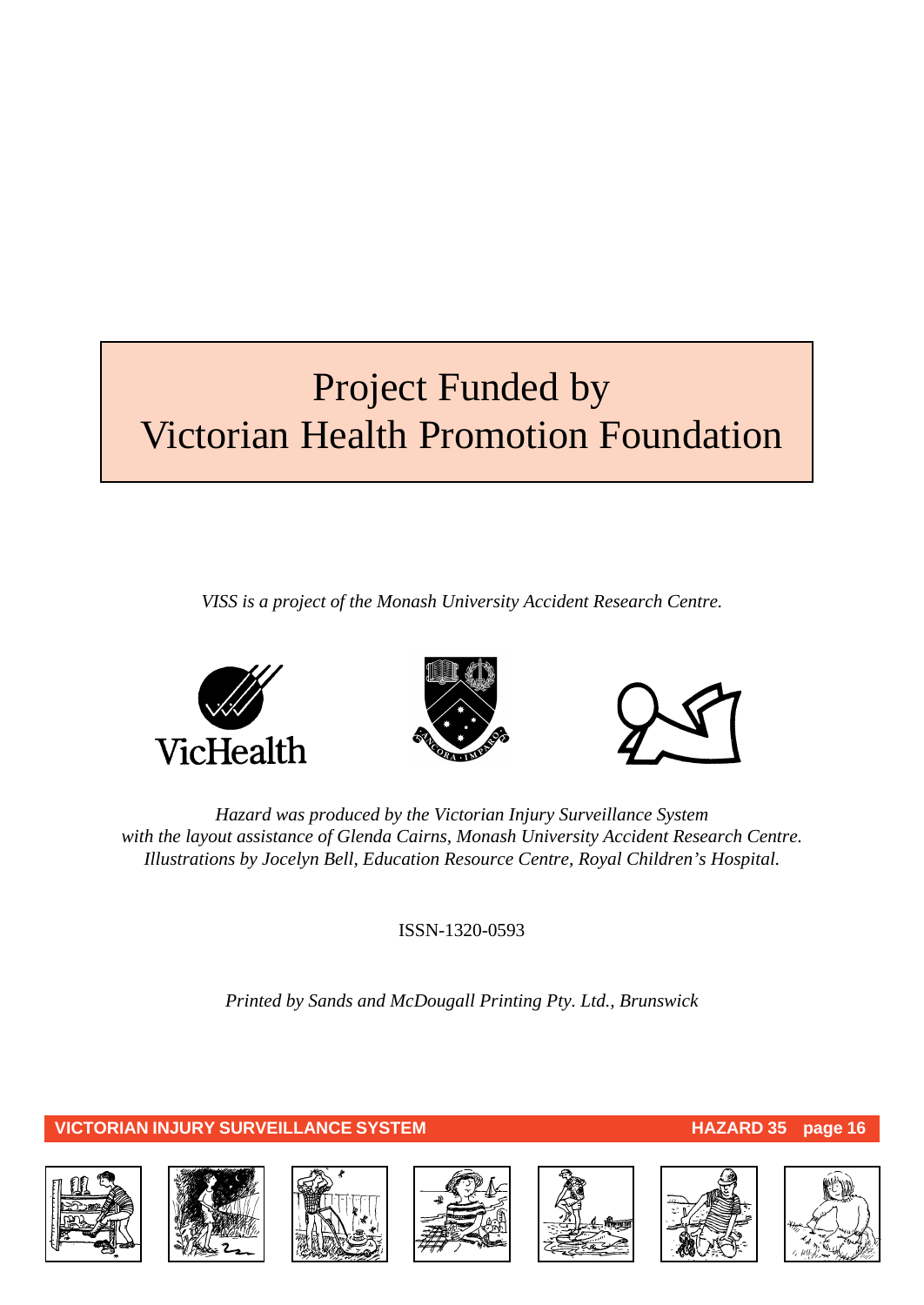# Project Funded by Victorian Health Promotion Foundation

*VISS is a project of the Monash University Accident Research Centre.*

*Hazard was produced by the Victorian Injury Surveillance System with the layout assistance of Glenda Cairns, Monash University Accident Research Centre. Illustrations by Jocelyn Bell, Education Resource Centre, Royal Children's Hospital.*

ISSN-1320-0593

*Printed by Sands and McDougall Printing Pty. Ltd., Brunswick*